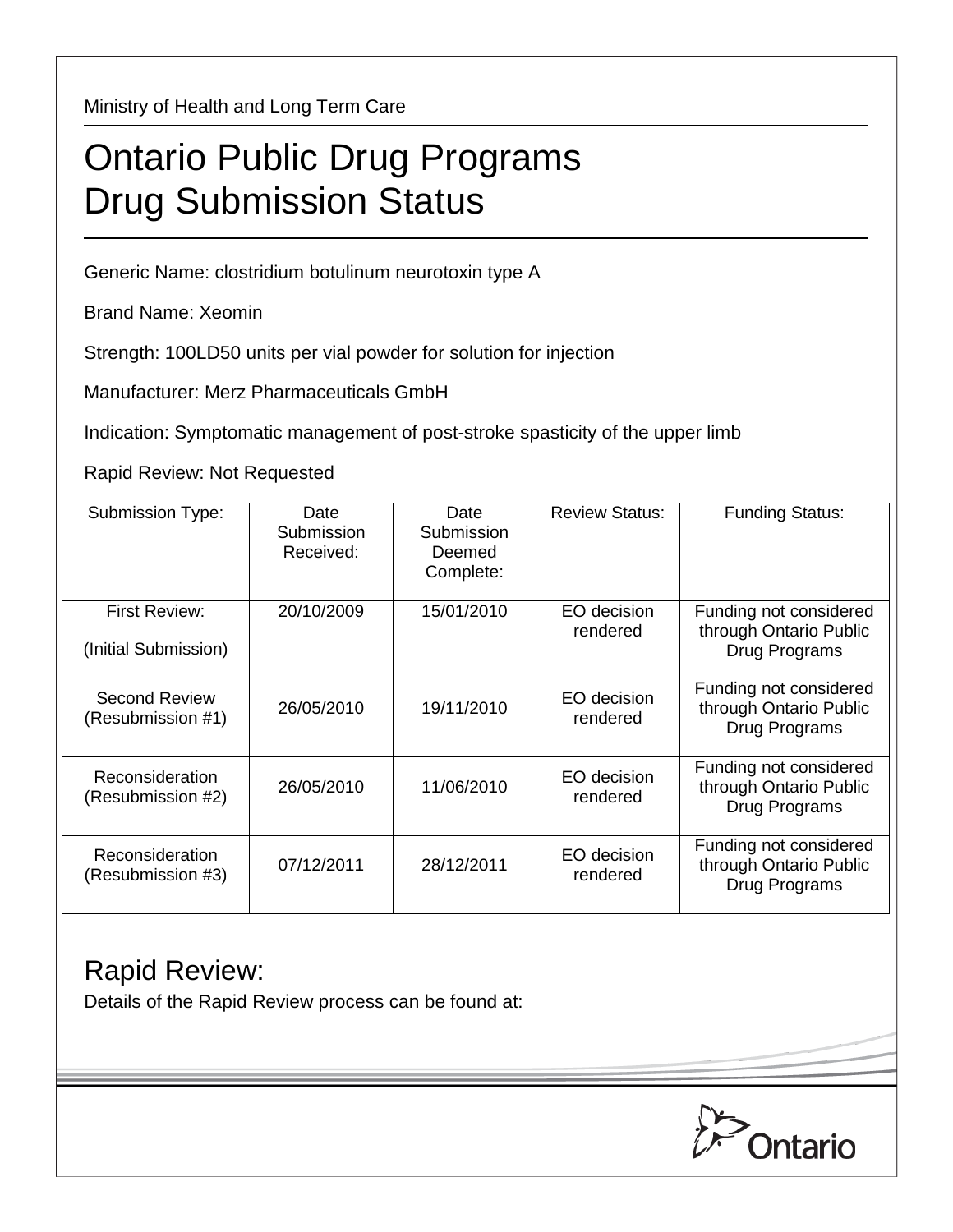Ministry of Health and Long Term Care

# Ontario Public Drug Programs
# Drug Submission Status

Generic Name: clostridium botulinum neurotoxin type A

Brand Name: Xeomin

Strength: 100LD50 units per vial powder for solution for injection

Manufacturer: Merz Pharmaceuticals GmbH

Indication: Symptomatic management of post-stroke spasticity of the upper limb

Rapid Review: Not Requested

| Submission Type: | Date Submission Received: | Date Submission Deemed Complete: | Review Status: | Funding Status: |
|---|---|---|---|---|
| First Review: (Initial Submission) | 20/10/2009 | 15/01/2010 | EO decision rendered | Funding not considered through Ontario Public Drug Programs |
| Second Review (Resubmission #1) | 26/05/2010 | 19/11/2010 | EO decision rendered | Funding not considered through Ontario Public Drug Programs |
| Reconsideration (Resubmission #2) | 26/05/2010 | 11/06/2010 | EO decision rendered | Funding not considered through Ontario Public Drug Programs |
| Reconsideration (Resubmission #3) | 07/12/2011 | 28/12/2011 | EO decision rendered | Funding not considered through Ontario Public Drug Programs |

## Rapid Review:

Details of the Rapid Review process can be found at: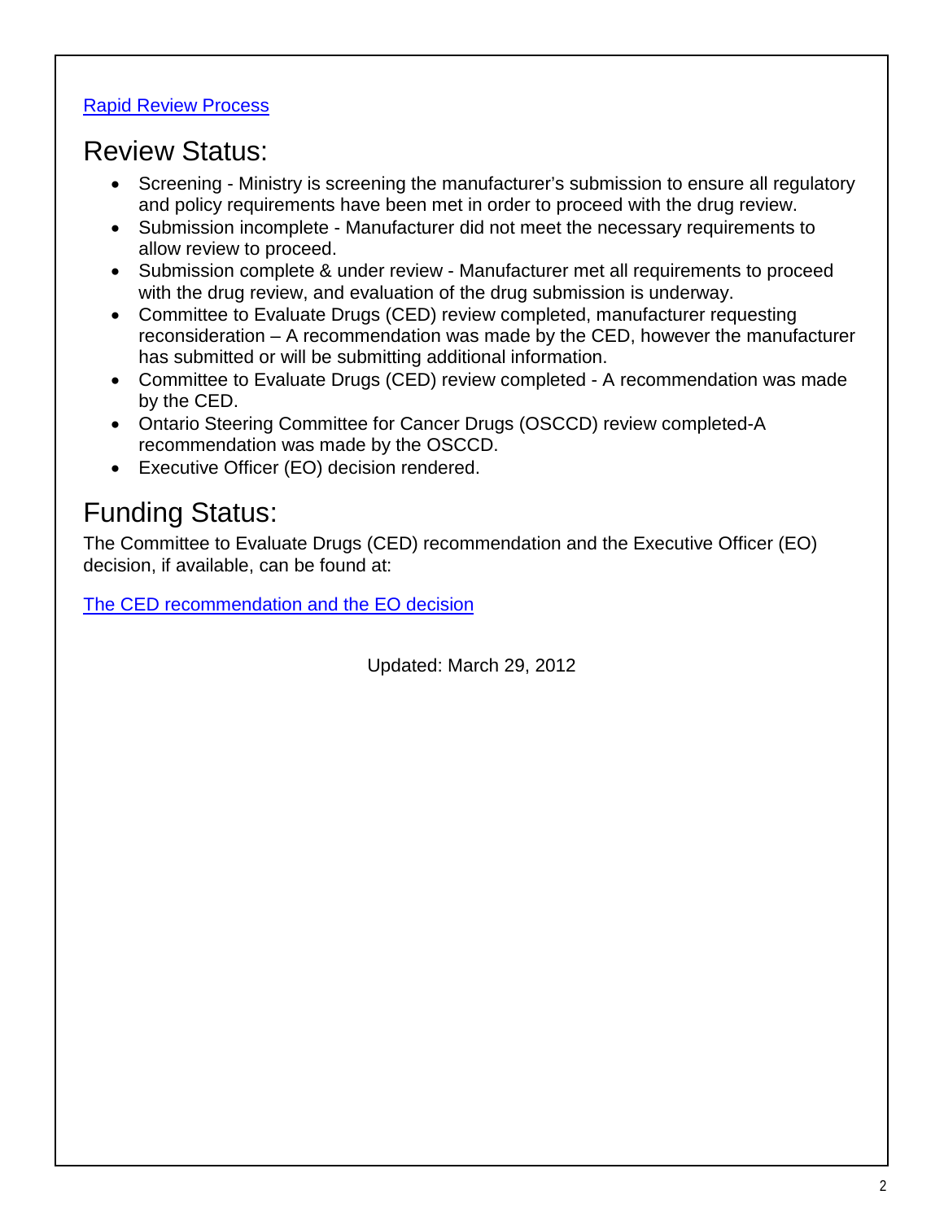[Rapid Review Process]

## Review Status:

- Screening - Ministry is screening the manufacturer's submission to ensure all regulatory and policy requirements have been met in order to proceed with the drug review.
- Submission incomplete - Manufacturer did not meet the necessary requirements to allow review to proceed.
- Submission complete & under review - Manufacturer met all requirements to proceed with the drug review, and evaluation of the drug submission is underway.
- Committee to Evaluate Drugs (CED) review completed, manufacturer requesting reconsideration – A recommendation was made by the CED, however the manufacturer has submitted or will be submitting additional information.
- Committee to Evaluate Drugs (CED) review completed - A recommendation was made by the CED.
- Ontario Steering Committee for Cancer Drugs (OSCCD) review completed-A recommendation was made by the OSCCD.
- Executive Officer (EO) decision rendered.

## Funding Status:

The Committee to Evaluate Drugs (CED) recommendation and the Executive Officer (EO) decision, if available, can be found at:

[The CED recommendation and the EO decision]

Updated: March 29, 2012